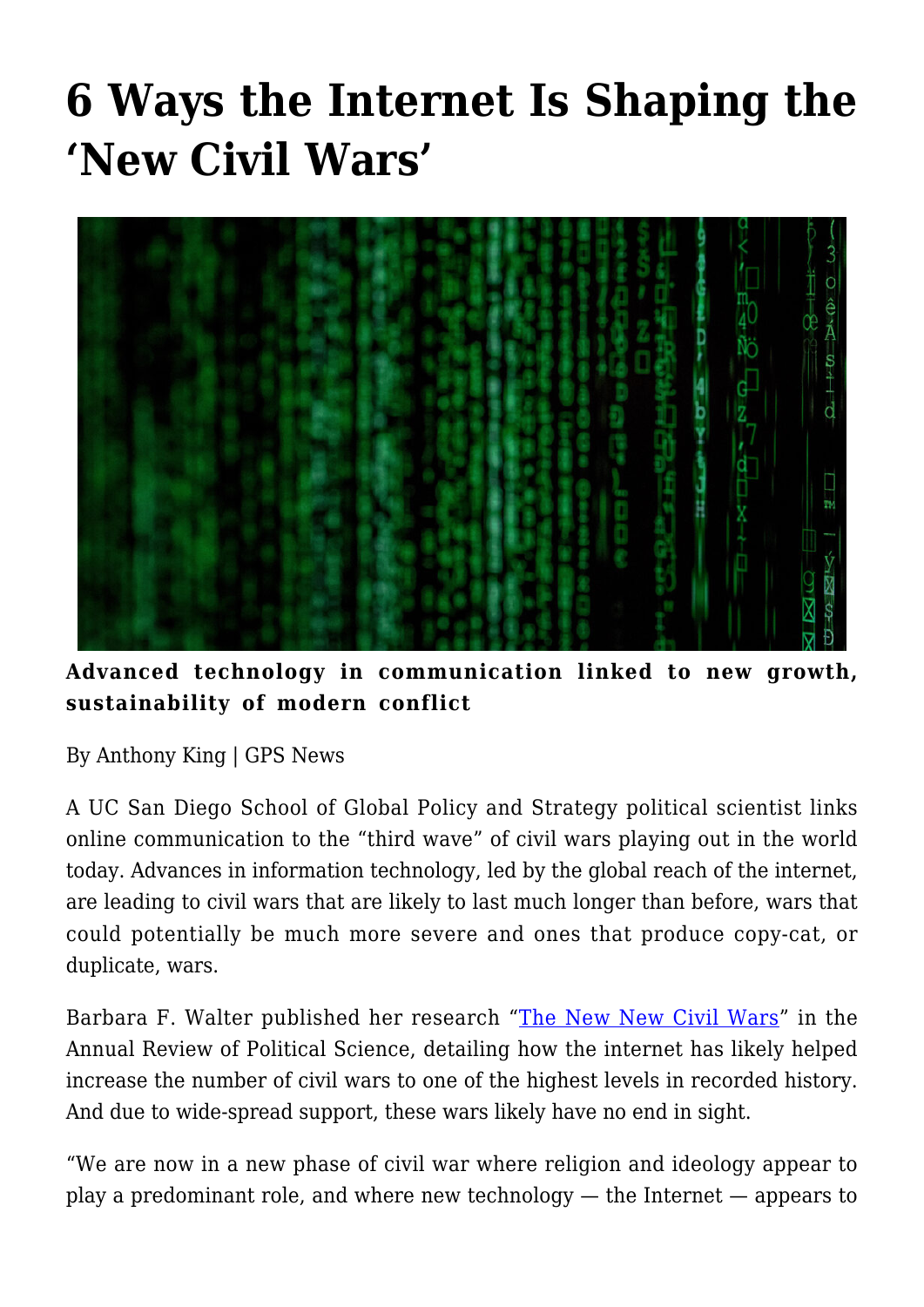# 6 Ways the Internet Is Shaping the 'New Civil Wars'

**Advanced technology in communication linked to new growth, sustainability of modern conflict**

By Anthony King | GPS News

A UC San Diego School of Global Policy and Strategy political scientist links online communication to the "third wave" of civil wars playing out in the world today. Advances in information technology, led by the global reach of the internet, are leading to civil wars that are likely to last much longer than before, wars that could potentially be much more severe and ones that produce copy-cat, or duplicate, wars.

Barbara F. Walter published her research "[The New New Civil Wars](#)" in the Annual Review of Political Science, detailing how the internet has likely helped increase the number of civil wars to one of the highest levels in recorded history. And due to wide-spread support, these wars likely have no end in sight.

"We are now in a new phase of civil war where religion and ideology appear to play a predominant role, and where new technology — the Internet — appears to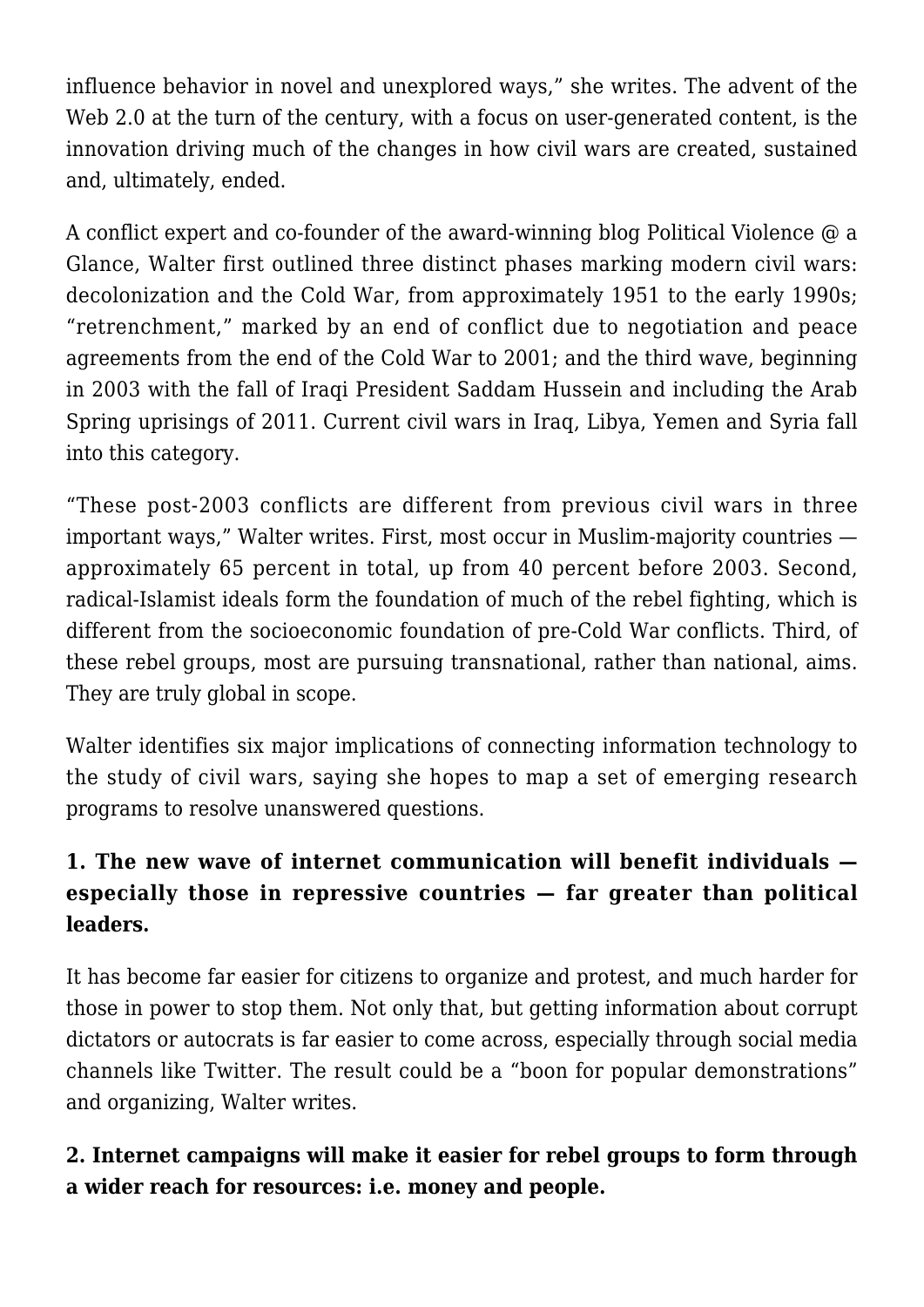influence behavior in novel and unexplored ways," she writes. The advent of the Web 2.0 at the turn of the century, with a focus on user-generated content, is the innovation driving much of the changes in how civil wars are created, sustained and, ultimately, ended.

A conflict expert and co-founder of the award-winning blog Political Violence @ a Glance, Walter first outlined three distinct phases marking modern civil wars: decolonization and the Cold War, from approximately 1951 to the early 1990s; "retrenchment," marked by an end of conflict due to negotiation and peace agreements from the end of the Cold War to 2001; and the third wave, beginning in 2003 with the fall of Iraqi President Saddam Hussein and including the Arab Spring uprisings of 2011. Current civil wars in Iraq, Libya, Yemen and Syria fall into this category.

"These post-2003 conflicts are different from previous civil wars in three important ways," Walter writes. First, most occur in Muslim-majority countries — approximately 65 percent in total, up from 40 percent before 2003. Second, radical-Islamist ideals form the foundation of much of the rebel fighting, which is different from the socioeconomic foundation of pre-Cold War conflicts. Third, of these rebel groups, most are pursuing transnational, rather than national, aims. They are truly global in scope.

Walter identifies six major implications of connecting information technology to the study of civil wars, saying she hopes to map a set of emerging research programs to resolve unanswered questions.

**1. The new wave of internet communication will benefit individuals — especially those in repressive countries — far greater than political leaders.**

It has become far easier for citizens to organize and protest, and much harder for those in power to stop them. Not only that, but getting information about corrupt dictators or autocrats is far easier to come across, especially through social media channels like Twitter. The result could be a "boon for popular demonstrations" and organizing, Walter writes.

**2. Internet campaigns will make it easier for rebel groups to form through a wider reach for resources: i.e. money and people.**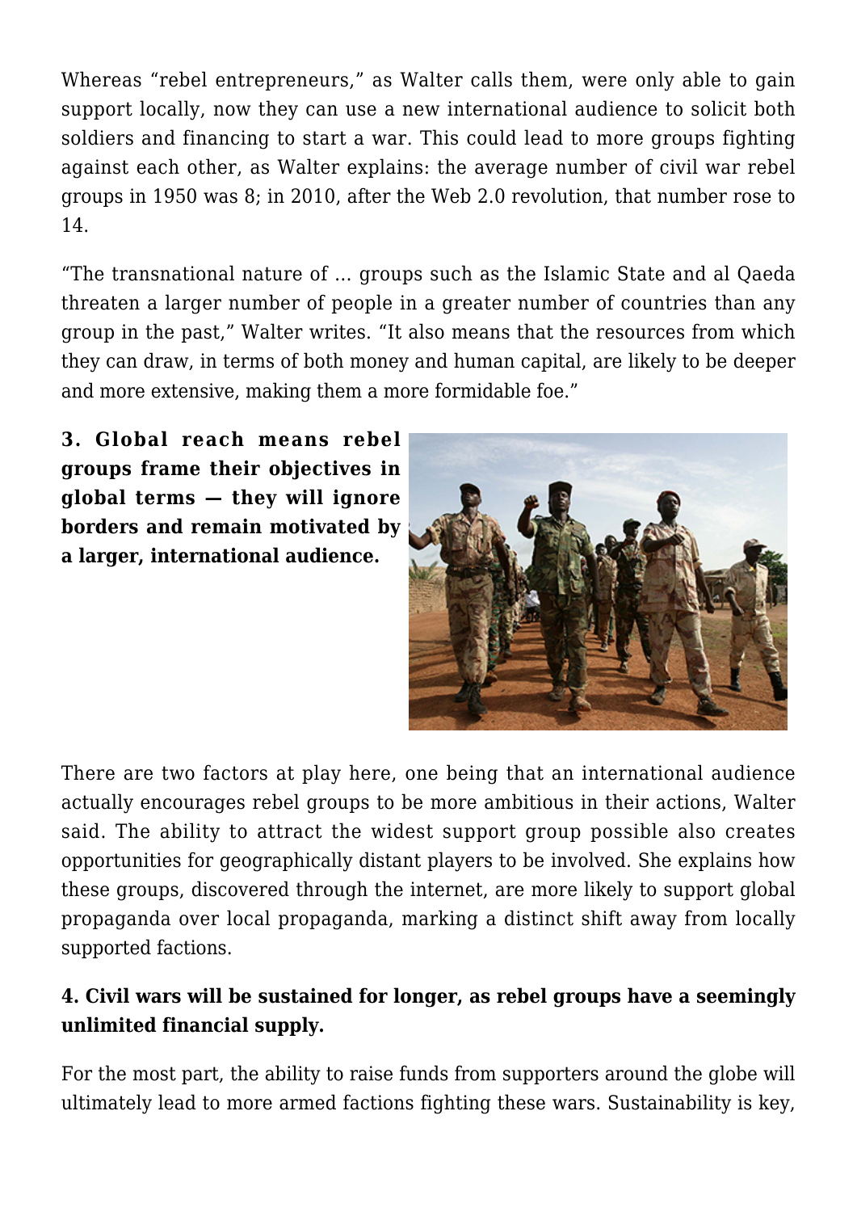Whereas "rebel entrepreneurs," as Walter calls them, were only able to gain support locally, now they can use a new international audience to solicit both soldiers and financing to start a war. This could lead to more groups fighting against each other, as Walter explains: the average number of civil war rebel groups in 1950 was 8; in 2010, after the Web 2.0 revolution, that number rose to 14.

"The transnational nature of … groups such as the Islamic State and al Qaeda threaten a larger number of people in a greater number of countries than any group in the past," Walter writes. "It also means that the resources from which they can draw, in terms of both money and human capital, are likely to be deeper and more extensive, making them a more formidable foe."

**3. Global reach means rebel groups frame their objectives in global terms — they will ignore borders and remain motivated by a larger, international audience.**

There are two factors at play here, one being that an international audience actually encourages rebel groups to be more ambitious in their actions, Walter said. The ability to attract the widest support group possible also creates opportunities for geographically distant players to be involved. She explains how these groups, discovered through the internet, are more likely to support global propaganda over local propaganda, marking a distinct shift away from locally supported factions.

**4. Civil wars will be sustained for longer, as rebel groups have a seemingly unlimited financial supply.**

For the most part, the ability to raise funds from supporters around the globe will ultimately lead to more armed factions fighting these wars. Sustainability is key,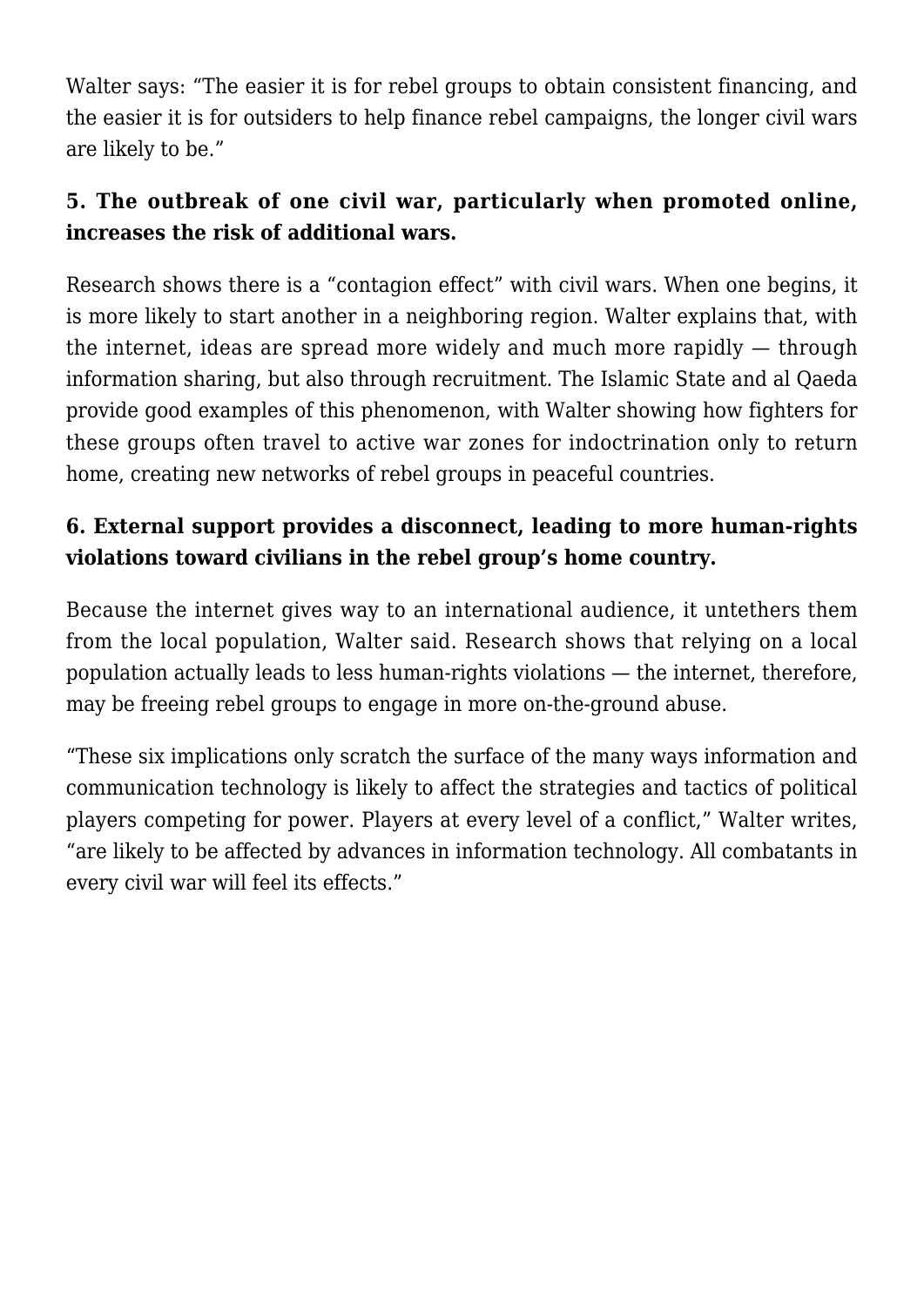Walter says: “The easier it is for rebel groups to obtain consistent financing, and the easier it is for outsiders to help finance rebel campaigns, the longer civil wars are likely to be.”

**5. The outbreak of one civil war, particularly when promoted online, increases the risk of additional wars.**

Research shows there is a “contagion effect” with civil wars. When one begins, it is more likely to start another in a neighboring region. Walter explains that, with the internet, ideas are spread more widely and much more rapidly — through information sharing, but also through recruitment. The Islamic State and al Qaeda provide good examples of this phenomenon, with Walter showing how fighters for these groups often travel to active war zones for indoctrination only to return home, creating new networks of rebel groups in peaceful countries.

**6. External support provides a disconnect, leading to more human-rights violations toward civilians in the rebel group’s home country.**

Because the internet gives way to an international audience, it untethers them from the local population, Walter said. Research shows that relying on a local population actually leads to less human-rights violations — the internet, therefore, may be freeing rebel groups to engage in more on-the-ground abuse.

“These six implications only scratch the surface of the many ways information and communication technology is likely to affect the strategies and tactics of political players competing for power. Players at every level of a conflict,” Walter writes, “are likely to be affected by advances in information technology. All combatants in every civil war will feel its effects.”